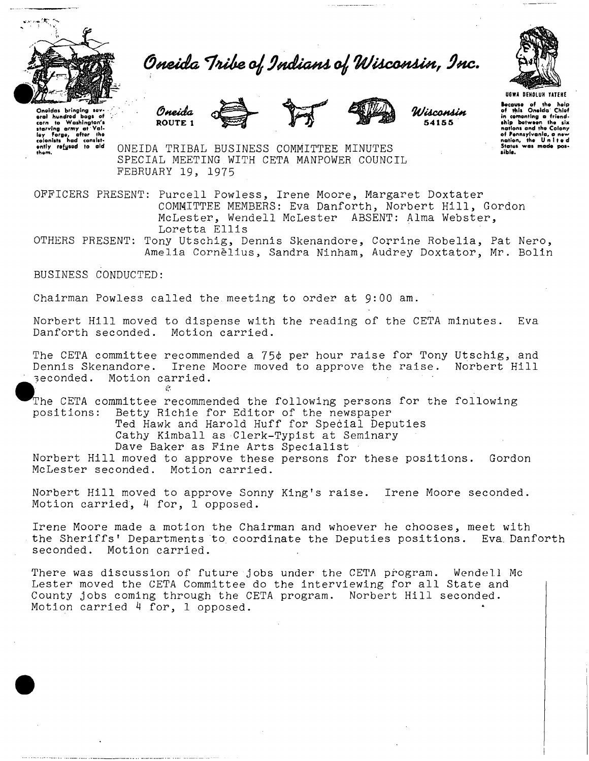# Oneida Tribe of Indians of Wisconsin, Inc.

Oneidas bringing several hundred bags of corn to Washington's starving army at Valley Forge, after the colonists had consistently refused to aid them.

Oneida ROUTE 1 — Wisconsin 54155

UGWA DEHOLUH YATEHE

Because of the help of this Oneida Chief in cementing a friendship between the six nations and the Colony of Pennsylvania, a new nation, the United States was made possible.

ONEIDA TRIBAL BUSINESS COMMITTEE MINUTES
SPECIAL MEETING WITH CETA MANPOWER COUNCIL
FEBRUARY 19, 1975

OFFICERS PRESENT: Purcell Powless, Irene Moore, Margaret Doxtater
COMMITTEE MEMBERS: Eva Danforth, Norbert Hill, Gordon McLester, Wendell McLester ABSENT: Alma Webster, Loretta Ellis

OTHERS PRESENT: Tony Utschig, Dennis Skenandore, Corrine Robelia, Pat Nero, Amelia Cornelius, Sandra Ninham, Audrey Doxtator, Mr. Bolin

BUSINESS CONDUCTED:

Chairman Powless called the meeting to order at 9:00 am.

Norbert Hill moved to dispense with the reading of the CETA minutes. Eva Danforth seconded. Motion carried.

The CETA committee recommended a 75¢ per hour raise for Tony Utschig, and Dennis Skenandore. Irene Moore moved to approve the raise. Norbert Hill seconded. Motion carried.

The CETA committee recommended the following persons for the following positions: Betty Richie for Editor of the newspaper
Ted Hawk and Harold Huff for Special Deputies
Cathy Kimball as Clerk-Typist at Seminary
Dave Baker as Fine Arts Specialist

Norbert Hill moved to approve these persons for these positions. Gordon McLester seconded. Motion carried.

Norbert Hill moved to approve Sonny King's raise. Irene Moore seconded. Motion carried, 4 for, 1 opposed.

Irene Moore made a motion the Chairman and whoever he chooses, meet with the Sheriffs' Departments to coordinate the Deputies positions. Eva Danforth seconded. Motion carried.

There was discussion of future jobs under the CETA program. Wendell Mc Lester moved the CETA Committee do the interviewing for all State and County jobs coming through the CETA program. Norbert Hill seconded. Motion carried 4 for, 1 opposed.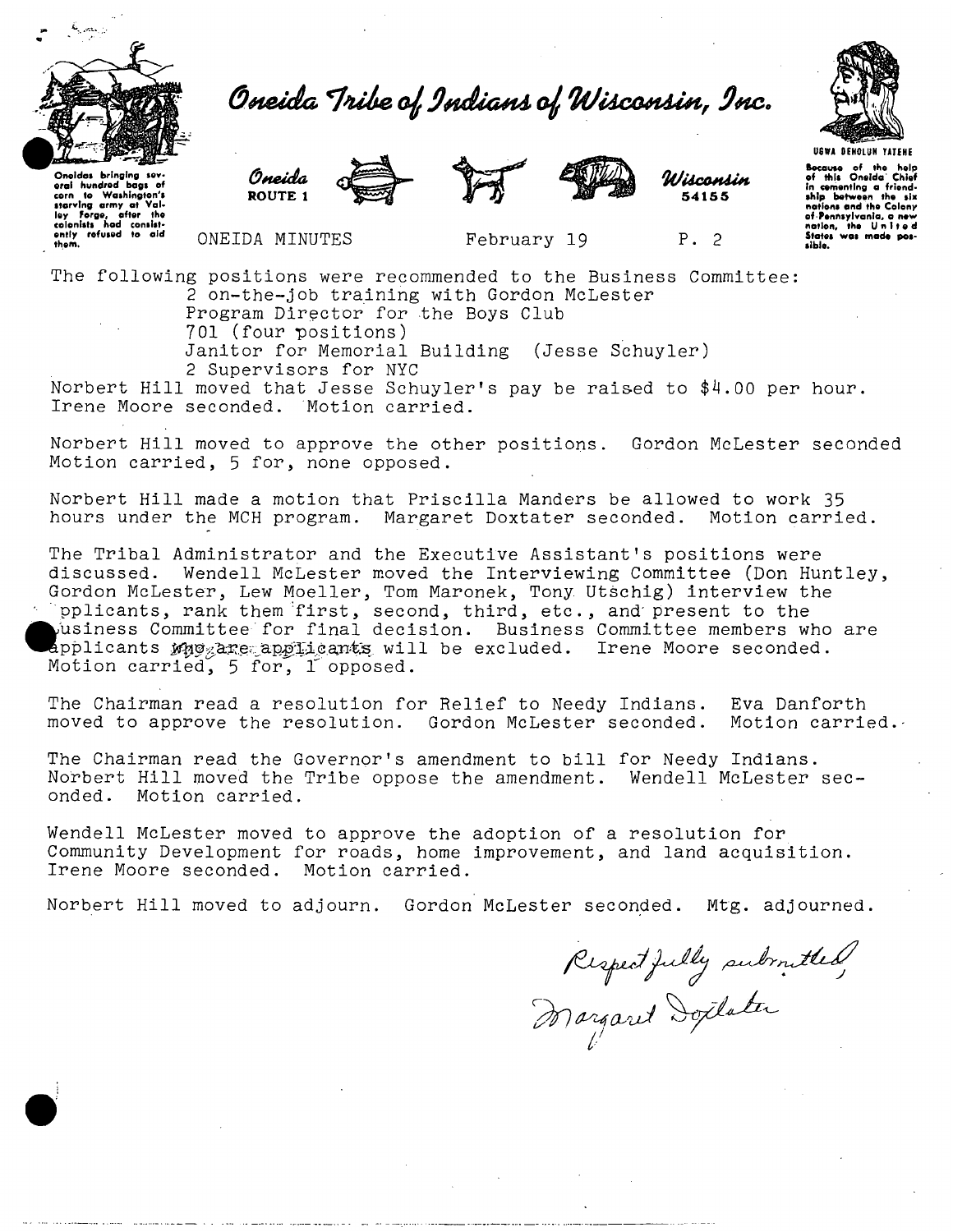# Oneida Tribe of Indians of Wisconsin, Inc.

Oneidas bringing several hundred bags of corn to Washington's starving army at Valley Forge, after the colonists had consistently refused to aid them.

Oneida ROUTE 1 Wisconsin 54155

UGWA DEHOLUN YATEHE

Because of the help of this Oneida Chief in cementing a friendship between the six nations and the Colony of Pennsylvania, a new nation, the United States was made possible.

ONEIDA MINUTES February 19 P. 2

The following positions were recommended to the Business Committee:

- 2 on-the-job training with Gordon McLester
- Program Director for the Boys Club
- 701 (four positions)
- Janitor for Memorial Building (Jesse Schuyler)
- 2 Supervisors for NYC

Norbert Hill moved that Jesse Schuyler's pay be raised to $4.00 per hour. Irene Moore seconded. Motion carried.

Norbert Hill moved to approve the other positions. Gordon McLester seconded Motion carried, 5 for, none opposed.

Norbert Hill made a motion that Priscilla Manders be allowed to work 35 hours under the MCH program. Margaret Doxtater seconded. Motion carried.

The Tribal Administrator and the Executive Assistant's positions were discussed. Wendell McLester moved the Interviewing Committee (Don Huntley, Gordon McLester, Lew Moeller, Tom Maronek, Tony Utschig) interview the applicants, rank them first, second, third, etc., and present to the Business Committee for final decision. Business Committee members who are applicants ~~who are applicants~~ will be excluded. Irene Moore seconded. Motion carried, 5 for, 1 opposed.

The Chairman read a resolution for Relief to Needy Indians. Eva Danforth moved to approve the resolution. Gordon McLester seconded. Motion carried.

The Chairman read the Governor's amendment to bill for Needy Indians. Norbert Hill moved the Tribe oppose the amendment. Wendell McLester seconded. Motion carried.

Wendell McLester moved to approve the adoption of a resolution for Community Development for roads, home improvement, and land acquisition. Irene Moore seconded. Motion carried.

Norbert Hill moved to adjourn. Gordon McLester seconded. Mtg. adjourned.

Respectfully submitted,

Margaret Doxtater